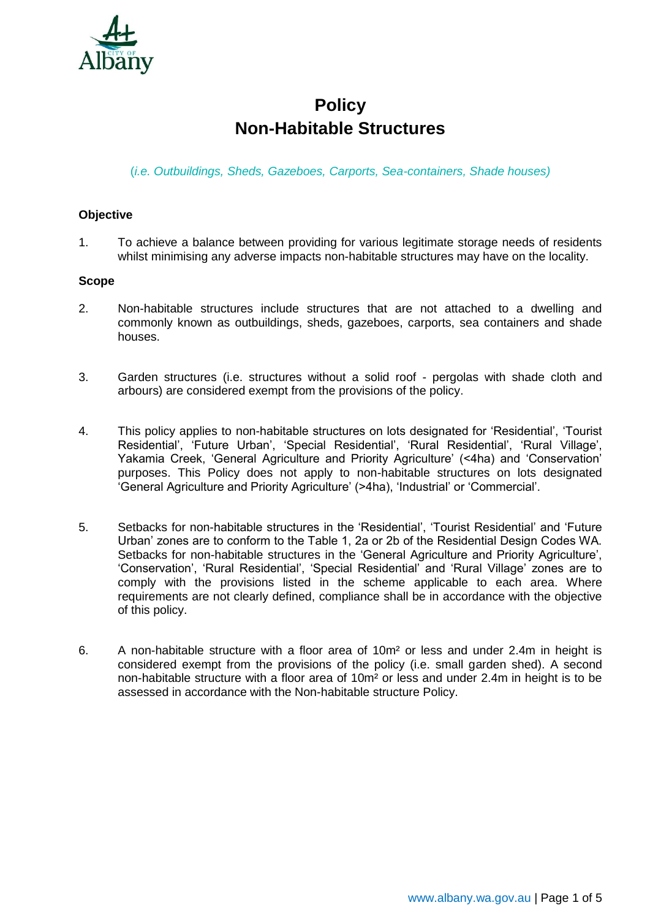# Policy
# Non-Habitable Structures

*(i.e. Outbuildings, Sheds, Gazeboes, Carports, Sea-containers, Shade houses)*

## Objective

1. To achieve a balance between providing for various legitimate storage needs of residents whilst minimising any adverse impacts non-habitable structures may have on the locality.

## Scope

2. Non-habitable structures include structures that are not attached to a dwelling and commonly known as outbuildings, sheds, gazeboes, carports, sea containers and shade houses.

3. Garden structures (i.e. structures without a solid roof - pergolas with shade cloth and arbours) are considered exempt from the provisions of the policy.

4. This policy applies to non-habitable structures on lots designated for 'Residential', 'Tourist Residential', 'Future Urban', 'Special Residential', 'Rural Residential', 'Rural Village', Yakamia Creek, 'General Agriculture and Priority Agriculture' (<4ha) and 'Conservation' purposes. This Policy does not apply to non-habitable structures on lots designated 'General Agriculture and Priority Agriculture' (>4ha), 'Industrial' or 'Commercial'.

5. Setbacks for non-habitable structures in the 'Residential', 'Tourist Residential' and 'Future Urban' zones are to conform to the Table 1, 2a or 2b of the Residential Design Codes WA. Setbacks for non-habitable structures in the 'General Agriculture and Priority Agriculture', 'Conservation', 'Rural Residential', 'Special Residential' and 'Rural Village' zones are to comply with the provisions listed in the scheme applicable to each area. Where requirements are not clearly defined, compliance shall be in accordance with the objective of this policy.

6. A non-habitable structure with a floor area of 10m² or less and under 2.4m in height is considered exempt from the provisions of the policy (i.e. small garden shed). A second non-habitable structure with a floor area of 10m² or less and under 2.4m in height is to be assessed in accordance with the Non-habitable structure Policy.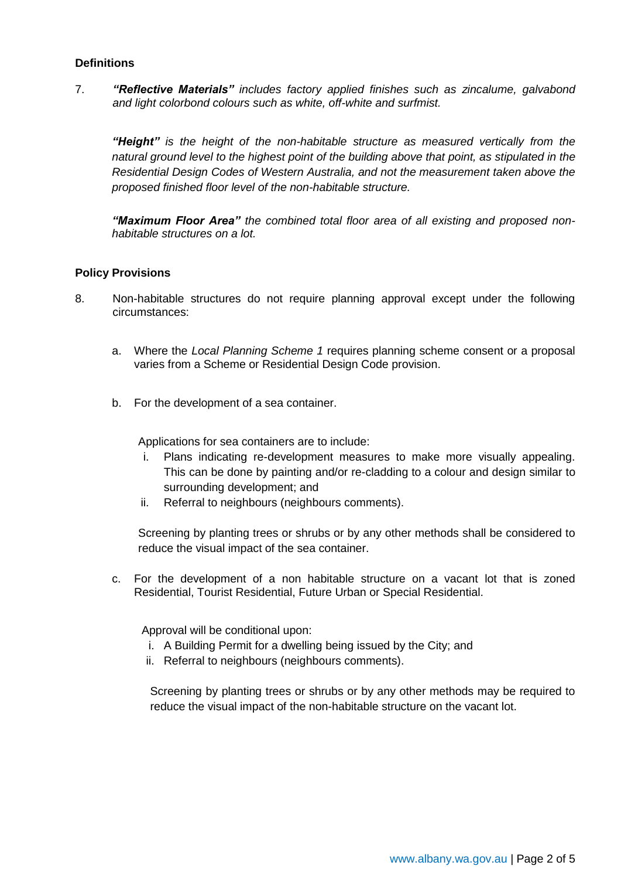## Definitions

7. ***"Reflective Materials"*** *includes factory applied finishes such as zincalume, galvabond and light colorbond colours such as white, off-white and surfmist.*

   ***"Height"*** *is the height of the non-habitable structure as measured vertically from the natural ground level to the highest point of the building above that point, as stipulated in the Residential Design Codes of Western Australia, and not the measurement taken above the proposed finished floor level of the non-habitable structure.*

   ***"Maximum Floor Area"*** *the combined total floor area of all existing and proposed non-habitable structures on a lot.*

## Policy Provisions

8. Non-habitable structures do not require planning approval except under the following circumstances:

   a. Where the *Local Planning Scheme 1* requires planning scheme consent or a proposal varies from a Scheme or Residential Design Code provision.

   b. For the development of a sea container.

      Applications for sea containers are to include:

      i. Plans indicating re-development measures to make more visually appealing. This can be done by painting and/or re-cladding to a colour and design similar to surrounding development; and
      ii. Referral to neighbours (neighbours comments).

      Screening by planting trees or shrubs or by any other methods shall be considered to reduce the visual impact of the sea container.

   c. For the development of a non habitable structure on a vacant lot that is zoned Residential, Tourist Residential, Future Urban or Special Residential.

      Approval will be conditional upon:

      i. A Building Permit for a dwelling being issued by the City; and
      ii. Referral to neighbours (neighbours comments).

      Screening by planting trees or shrubs or by any other methods may be required to reduce the visual impact of the non-habitable structure on the vacant lot.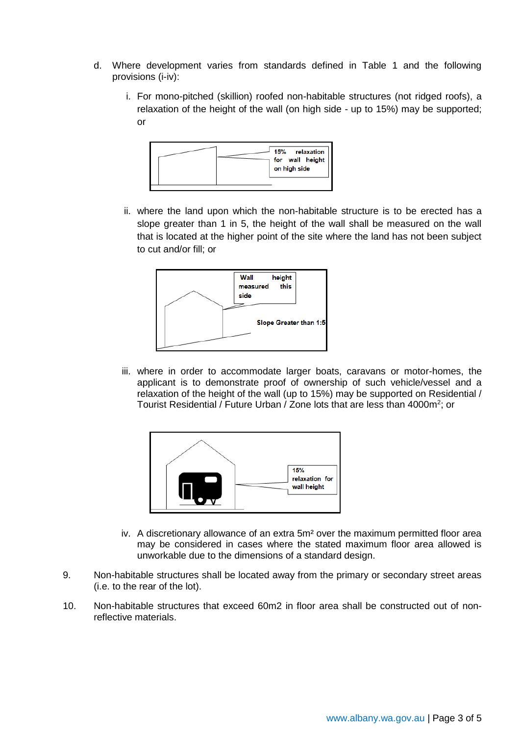d. Where development varies from standards defined in Table 1 and the following provisions (i-iv):

   i. For mono-pitched (skillion) roofed non-habitable structures (not ridged roofs), a relaxation of the height of the wall (on high side - up to 15%) may be supported; or

   15% relaxation for wall height on high side

   ii. where the land upon which the non-habitable structure is to be erected has a slope greater than 1 in 5, the height of the wall shall be measured on the wall that is located at the higher point of the site where the land has not been subject to cut and/or fill; or

   Wall height measured this side

   Slope Greater than 1:5

   iii. where in order to accommodate larger boats, caravans or motor-homes, the applicant is to demonstrate proof of ownership of such vehicle/vessel and a relaxation of the height of the wall (up to 15%) may be supported on Residential / Tourist Residential / Future Urban / Zone lots that are less than 4000m$^2$; or

   15% relaxation for wall height

   iv. A discretionary allowance of an extra 5m² over the maximum permitted floor area may be considered in cases where the stated maximum floor area allowed is unworkable due to the dimensions of a standard design.

9. Non-habitable structures shall be located away from the primary or secondary street areas (i.e. to the rear of the lot).

10. Non-habitable structures that exceed 60m2 in floor area shall be constructed out of non-reflective materials.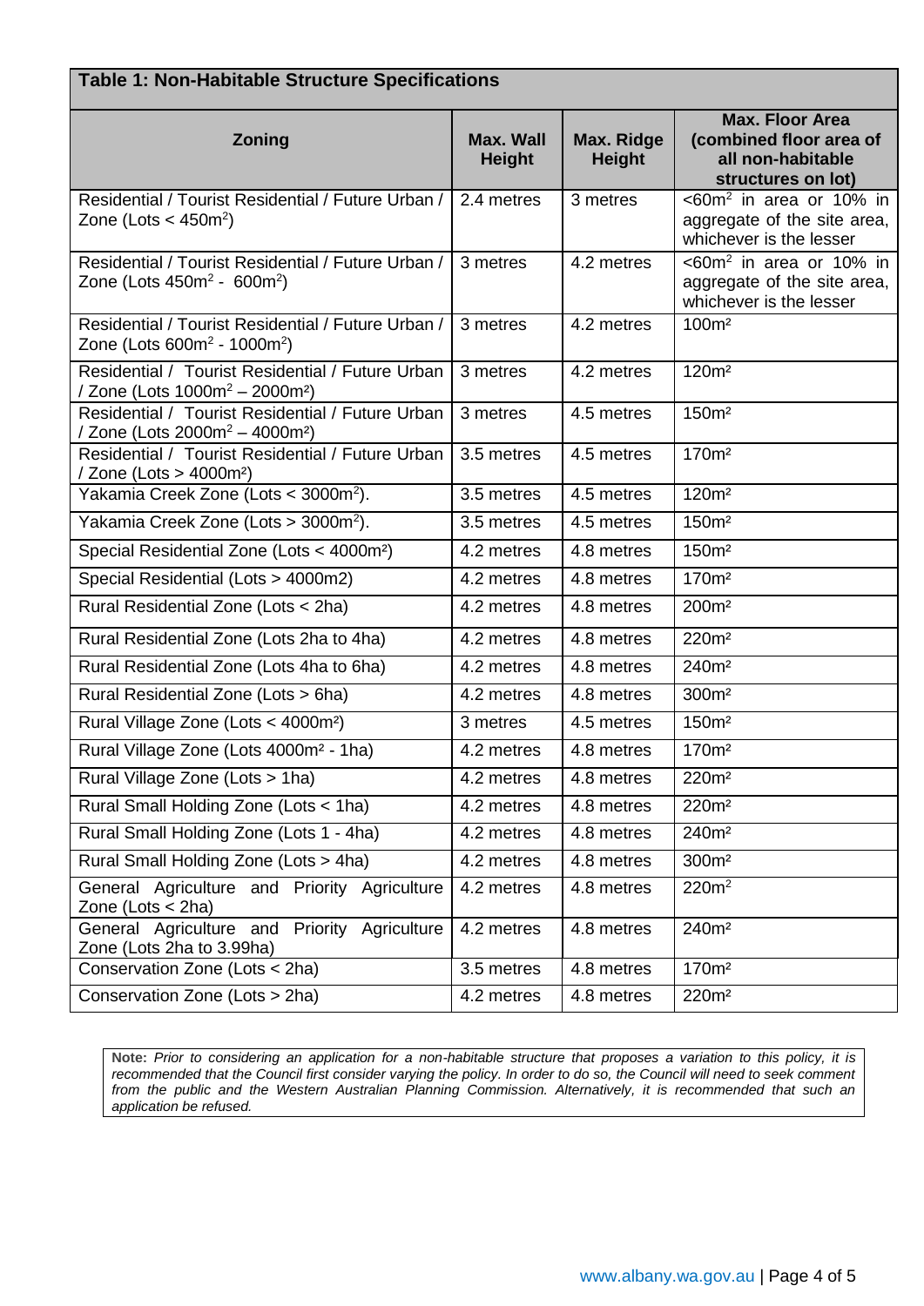**Table 1: Non-Habitable Structure Specifications**

| Zoning | Max. Wall Height | Max. Ridge Height | Max. Floor Area (combined floor area of all non-habitable structures on lot) |
|---|---|---|---|
| Residential / Tourist Residential / Future Urban / Zone (Lots < $450m^2$) | 2.4 metres | 3 metres | <$60m^2$ in area or 10% in aggregate of the site area, whichever is the lesser |
| Residential / Tourist Residential / Future Urban / Zone (Lots $450m^2$ - $600m^2$) | 3 metres | 4.2 metres | <$60m^2$ in area or 10% in aggregate of the site area, whichever is the lesser |
| Residential / Tourist Residential / Future Urban / Zone (Lots $600m^2$ - $1000m^2$) | 3 metres | 4.2 metres | $100m^2$ |
| Residential / Tourist Residential / Future Urban / Zone (Lots $1000m^2$ – $2000m^2$) | 3 metres | 4.2 metres | $120m^2$ |
| Residential / Tourist Residential / Future Urban / Zone (Lots $2000m^2$ – $4000m^2$) | 3 metres | 4.5 metres | $150m^2$ |
| Residential / Tourist Residential / Future Urban / Zone (Lots > $4000m^2$) | 3.5 metres | 4.5 metres | $170m^2$ |
| Yakamia Creek Zone (Lots < $3000m^2$). | 3.5 metres | 4.5 metres | $120m^2$ |
| Yakamia Creek Zone (Lots > $3000m^2$). | 3.5 metres | 4.5 metres | $150m^2$ |
| Special Residential Zone (Lots < $4000m^2$) | 4.2 metres | 4.8 metres | $150m^2$ |
| Special Residential (Lots > 4000m2) | 4.2 metres | 4.8 metres | $170m^2$ |
| Rural Residential Zone (Lots < 2ha) | 4.2 metres | 4.8 metres | $200m^2$ |
| Rural Residential Zone (Lots 2ha to 4ha) | 4.2 metres | 4.8 metres | $220m^2$ |
| Rural Residential Zone (Lots 4ha to 6ha) | 4.2 metres | 4.8 metres | $240m^2$ |
| Rural Residential Zone (Lots > 6ha) | 4.2 metres | 4.8 metres | $300m^2$ |
| Rural Village Zone (Lots < $4000m^2$) | 3 metres | 4.5 metres | $150m^2$ |
| Rural Village Zone (Lots $4000m^2$ - 1ha) | 4.2 metres | 4.8 metres | $170m^2$ |
| Rural Village Zone (Lots > 1ha) | 4.2 metres | 4.8 metres | $220m^2$ |
| Rural Small Holding Zone (Lots < 1ha) | 4.2 metres | 4.8 metres | $220m^2$ |
| Rural Small Holding Zone (Lots 1 - 4ha) | 4.2 metres | 4.8 metres | $240m^2$ |
| Rural Small Holding Zone (Lots > 4ha) | 4.2 metres | 4.8 metres | $300m^2$ |
| General Agriculture and Priority Agriculture Zone (Lots < 2ha) | 4.2 metres | 4.8 metres | $220m^2$ |
| General Agriculture and Priority Agriculture Zone (Lots 2ha to 3.99ha) | 4.2 metres | 4.8 metres | $240m^2$ |
| Conservation Zone (Lots < 2ha) | 3.5 metres | 4.8 metres | $170m^2$ |
| Conservation Zone (Lots > 2ha) | 4.2 metres | 4.8 metres | $220m^2$ |

**Note:** *Prior to considering an application for a non-habitable structure that proposes a variation to this policy, it is recommended that the Council first consider varying the policy. In order to do so, the Council will need to seek comment from the public and the Western Australian Planning Commission. Alternatively, it is recommended that such an application be refused.*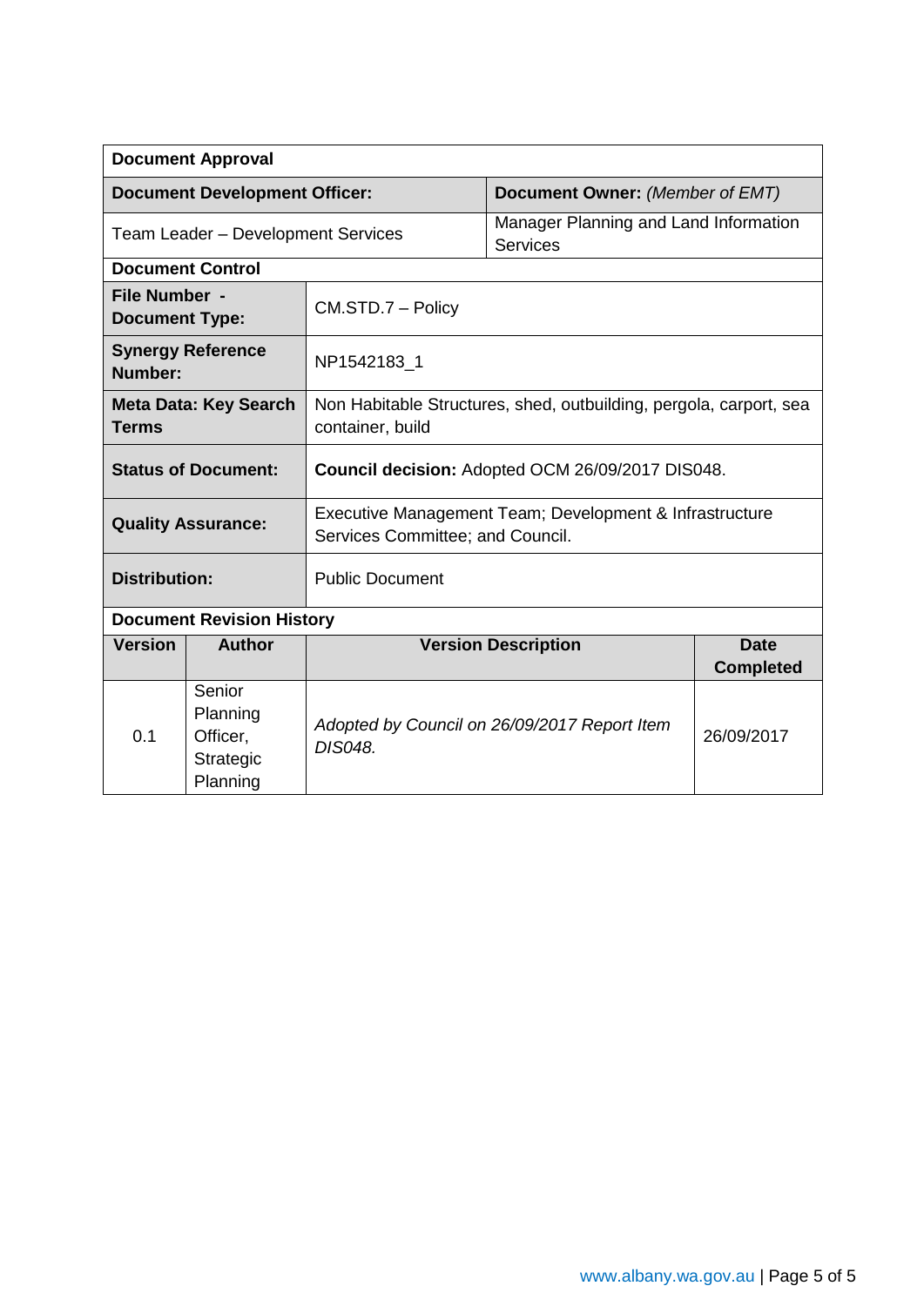| **Document Approval** | | | |
|---|---|---|---|
| **Document Development Officer:** | | **Document Owner:** *(Member of EMT)* | |
| Team Leader – Development Services | | Manager Planning and Land Information Services | |
| **Document Control** | | | |
| **File Number - Document Type:** | CM.STD.7 – Policy | | |
| **Synergy Reference Number:** | NP1542183_1 | | |
| **Meta Data: Key Search Terms** | Non Habitable Structures, shed, outbuilding, pergola, carport, sea container, build | | |
| **Status of Document:** | **Council decision:** Adopted OCM 26/09/2017 DIS048. | | |
| **Quality Assurance:** | Executive Management Team; Development & Infrastructure Services Committee; and Council. | | |
| **Distribution:** | Public Document | | |

**Document Revision History**

| **Version** | **Author** | **Version Description** | **Date Completed** |
|---|---|---|---|
| 0.1 | Senior Planning Officer, Strategic Planning | *Adopted by Council on 26/09/2017 Report Item DIS048.* | 26/09/2017 |